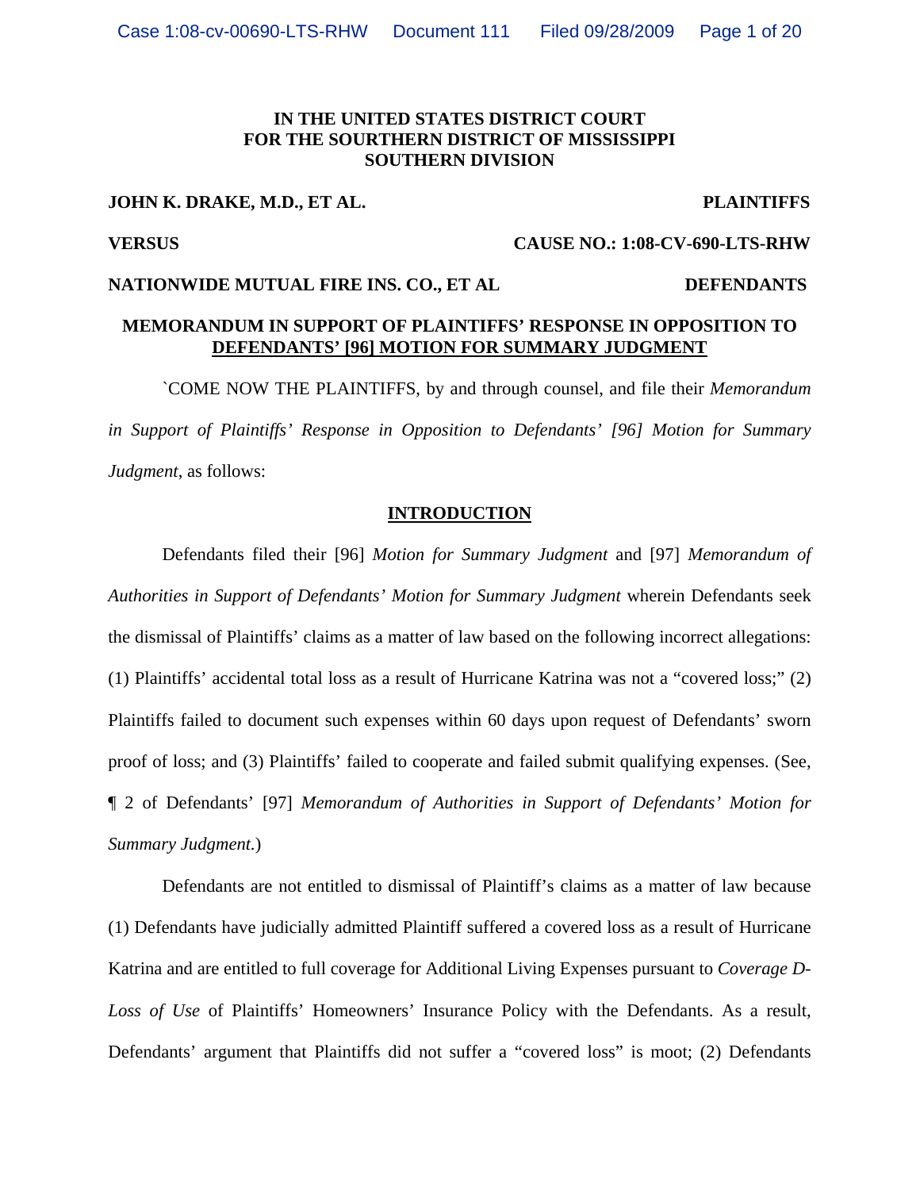**IN THE UNITED STATES DISTRICT COURT**
**FOR THE SOURTHERN DISTRICT OF MISSISSIPPI**
**SOUTHERN DIVISION**

**JOHN K. DRAKE, M.D., ET AL.** **PLAINTIFFS**

**VERSUS** **CAUSE NO.: 1:08-CV-690-LTS-RHW**

**NATIONWIDE MUTUAL FIRE INS. CO., ET AL** **DEFENDANTS**

**MEMORANDUM IN SUPPORT OF PLAINTIFFS' RESPONSE IN OPPOSITION TO DEFENDANTS' [96] MOTION FOR SUMMARY JUDGMENT**

`COME NOW THE PLAINTIFFS, by and through counsel, and file their *Memorandum in Support of Plaintiffs' Response in Opposition to Defendants' [96] Motion for Summary Judgment*, as follows:

## INTRODUCTION

Defendants filed their [96] *Motion for Summary Judgment* and [97] *Memorandum of Authorities in Support of Defendants' Motion for Summary Judgment* wherein Defendants seek the dismissal of Plaintiffs' claims as a matter of law based on the following incorrect allegations: (1) Plaintiffs' accidental total loss as a result of Hurricane Katrina was not a "covered loss;" (2) Plaintiffs failed to document such expenses within 60 days upon request of Defendants' sworn proof of loss; and (3) Plaintiffs' failed to cooperate and failed submit qualifying expenses. (See, ¶ 2 of Defendants' [97] *Memorandum of Authorities in Support of Defendants' Motion for Summary Judgment.*)

Defendants are not entitled to dismissal of Plaintiff's claims as a matter of law because (1) Defendants have judicially admitted Plaintiff suffered a covered loss as a result of Hurricane Katrina and are entitled to full coverage for Additional Living Expenses pursuant to *Coverage D-Loss of Use* of Plaintiffs' Homeowners' Insurance Policy with the Defendants. As a result, Defendants' argument that Plaintiffs did not suffer a "covered loss" is moot; (2) Defendants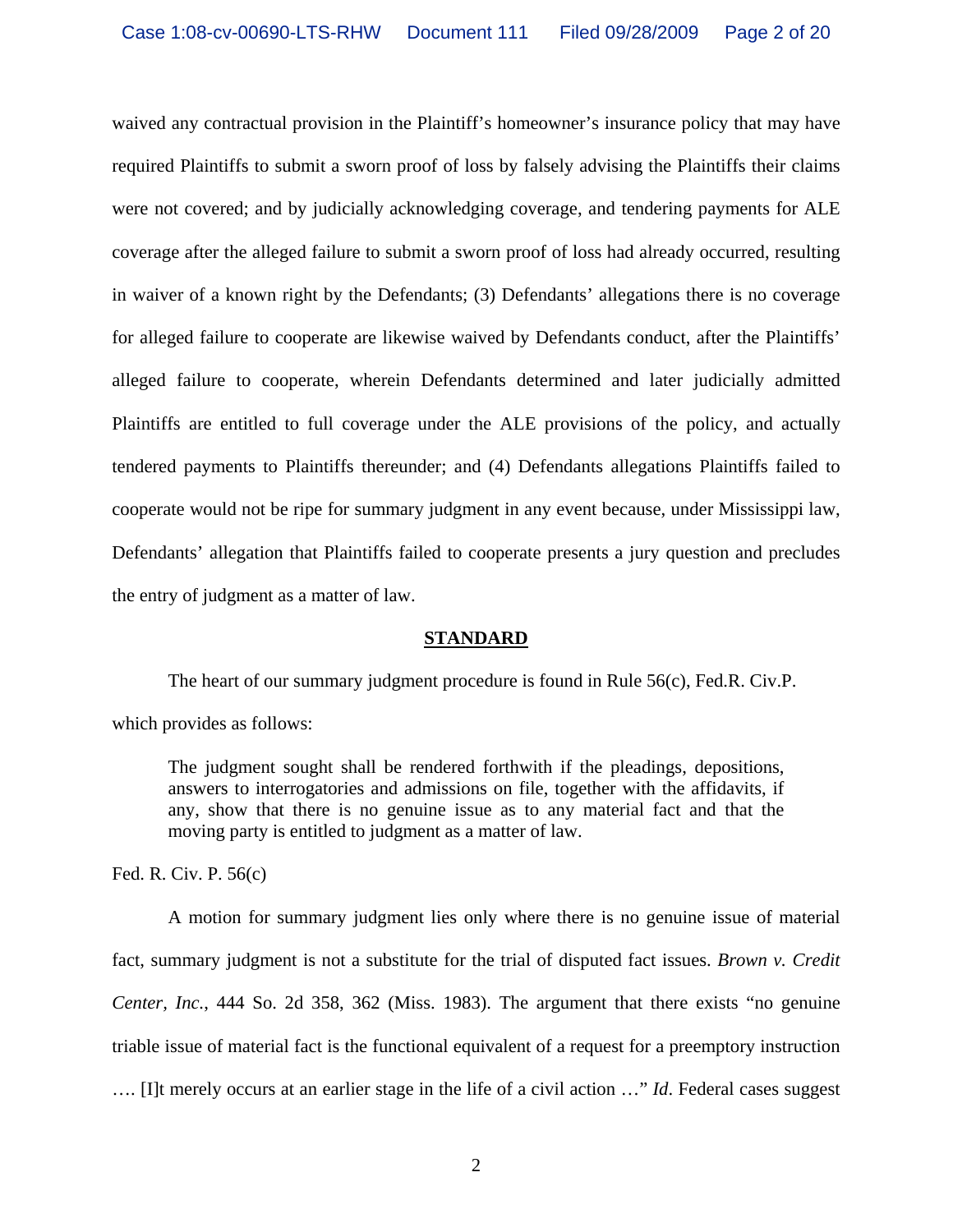waived any contractual provision in the Plaintiff's homeowner's insurance policy that may have required Plaintiffs to submit a sworn proof of loss by falsely advising the Plaintiffs their claims were not covered; and by judicially acknowledging coverage, and tendering payments for ALE coverage after the alleged failure to submit a sworn proof of loss had already occurred, resulting in waiver of a known right by the Defendants; (3) Defendants' allegations there is no coverage for alleged failure to cooperate are likewise waived by Defendants conduct, after the Plaintiffs' alleged failure to cooperate, wherein Defendants determined and later judicially admitted Plaintiffs are entitled to full coverage under the ALE provisions of the policy, and actually tendered payments to Plaintiffs thereunder; and (4) Defendants allegations Plaintiffs failed to cooperate would not be ripe for summary judgment in any event because, under Mississippi law, Defendants' allegation that Plaintiffs failed to cooperate presents a jury question and precludes the entry of judgment as a matter of law.

## STANDARD

The heart of our summary judgment procedure is found in Rule 56(c), Fed.R. Civ.P. which provides as follows:

> The judgment sought shall be rendered forthwith if the pleadings, depositions, answers to interrogatories and admissions on file, together with the affidavits, if any, show that there is no genuine issue as to any material fact and that the moving party is entitled to judgment as a matter of law.

Fed. R. Civ. P. 56(c)

A motion for summary judgment lies only where there is no genuine issue of material fact, summary judgment is not a substitute for the trial of disputed fact issues. *Brown v. Credit Center, Inc.*, 444 So. 2d 358, 362 (Miss. 1983). The argument that there exists "no genuine triable issue of material fact is the functional equivalent of a request for a preemptory instruction …. [I]t merely occurs at an earlier stage in the life of a civil action …" *Id*. Federal cases suggest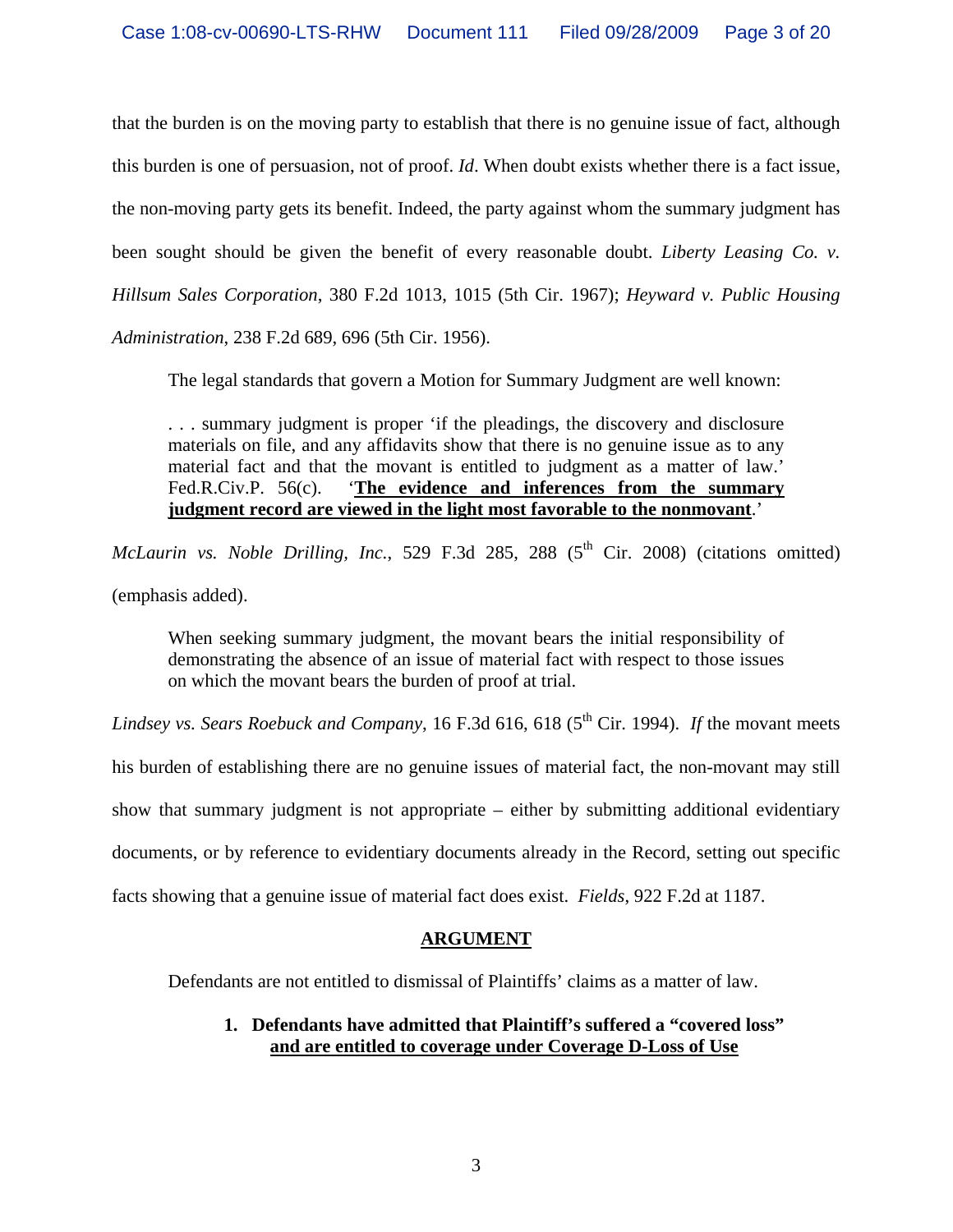that the burden is on the moving party to establish that there is no genuine issue of fact, although this burden is one of persuasion, not of proof. *Id*. When doubt exists whether there is a fact issue, the non-moving party gets its benefit. Indeed, the party against whom the summary judgment has been sought should be given the benefit of every reasonable doubt. *Liberty Leasing Co. v. Hillsum Sales Corporation*, 380 F.2d 1013, 1015 (5th Cir. 1967); *Heyward v. Public Housing Administration*, 238 F.2d 689, 696 (5th Cir. 1956).

The legal standards that govern a Motion for Summary Judgment are well known:

> . . . summary judgment is proper 'if the pleadings, the discovery and disclosure materials on file, and any affidavits show that there is no genuine issue as to any material fact and that the movant is entitled to judgment as a matter of law.' Fed.R.Civ.P. 56(c). '**<u>The evidence and inferences from the summary judgment record are viewed in the light most favorable to the nonmovant</u>**.'

*McLaurin vs. Noble Drilling, Inc.*, 529 F.3d 285, 288 (5th Cir. 2008) (citations omitted) (emphasis added).

> When seeking summary judgment, the movant bears the initial responsibility of demonstrating the absence of an issue of material fact with respect to those issues on which the movant bears the burden of proof at trial.

*Lindsey vs. Sears Roebuck and Company*, 16 F.3d 616, 618 (5th Cir. 1994). *If* the movant meets his burden of establishing there are no genuine issues of material fact, the non-movant may still show that summary judgment is not appropriate – either by submitting additional evidentiary documents, or by reference to evidentiary documents already in the Record, setting out specific facts showing that a genuine issue of material fact does exist. *Fields*, 922 F.2d at 1187.

## <u>ARGUMENT</u>

Defendants are not entitled to dismissal of Plaintiffs' claims as a matter of law.

### 1. Defendants have admitted that Plaintiff's suffered a "covered loss" <u>and are entitled to coverage under Coverage D-Loss of Use</u>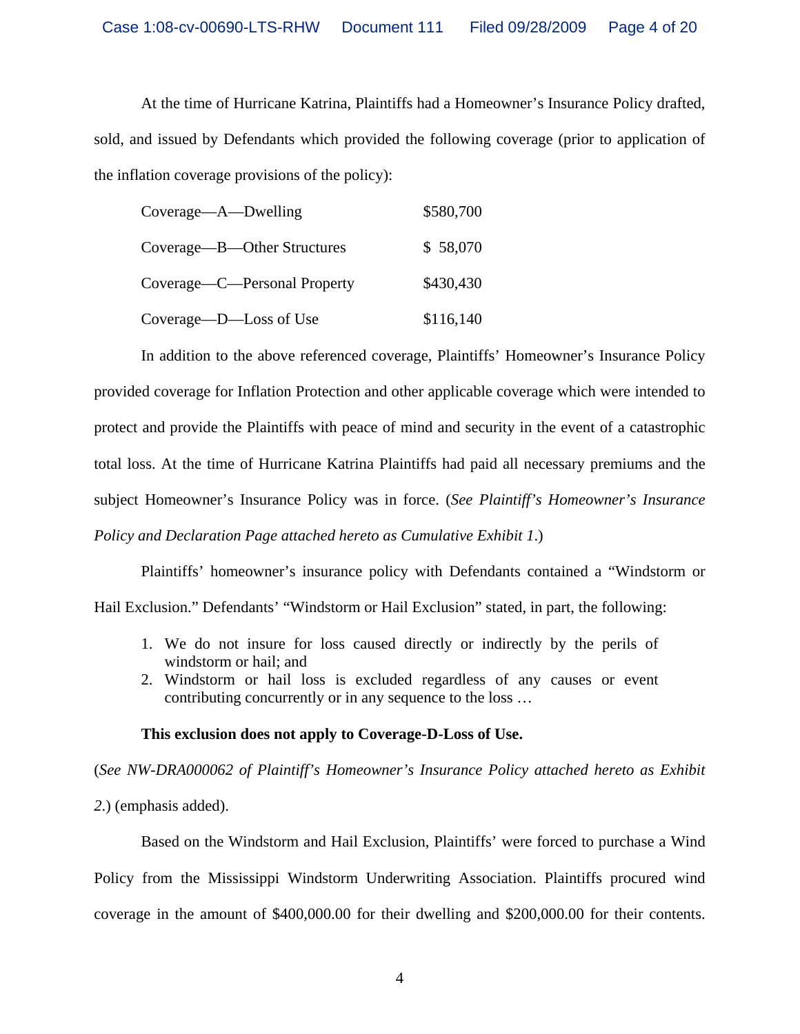At the time of Hurricane Katrina, Plaintiffs had a Homeowner's Insurance Policy drafted, sold, and issued by Defendants which provided the following coverage (prior to application of the inflation coverage provisions of the policy):

| | |
|---|---|
| Coverage—A—Dwelling | $580,700 |
| Coverage—B—Other Structures | $ 58,070 |
| Coverage—C—Personal Property | $430,430 |
| Coverage—D—Loss of Use | $116,140 |

In addition to the above referenced coverage, Plaintiffs' Homeowner's Insurance Policy provided coverage for Inflation Protection and other applicable coverage which were intended to protect and provide the Plaintiffs with peace of mind and security in the event of a catastrophic total loss. At the time of Hurricane Katrina Plaintiffs had paid all necessary premiums and the subject Homeowner's Insurance Policy was in force. (*See Plaintiff's Homeowner's Insurance Policy and Declaration Page attached hereto as Cumulative Exhibit 1*.)

Plaintiffs' homeowner's insurance policy with Defendants contained a "Windstorm or Hail Exclusion." Defendants' "Windstorm or Hail Exclusion" stated, in part, the following:

1. We do not insure for loss caused directly or indirectly by the perils of windstorm or hail; and
2. Windstorm or hail loss is excluded regardless of any causes or event contributing concurrently or in any sequence to the loss …

**This exclusion does not apply to Coverage-D-Loss of Use.**

(*See NW-DRA000062 of Plaintiff's Homeowner's Insurance Policy attached hereto as Exhibit 2*.) (emphasis added).

Based on the Windstorm and Hail Exclusion, Plaintiffs' were forced to purchase a Wind Policy from the Mississippi Windstorm Underwriting Association. Plaintiffs procured wind coverage in the amount of $400,000.00 for their dwelling and $200,000.00 for their contents.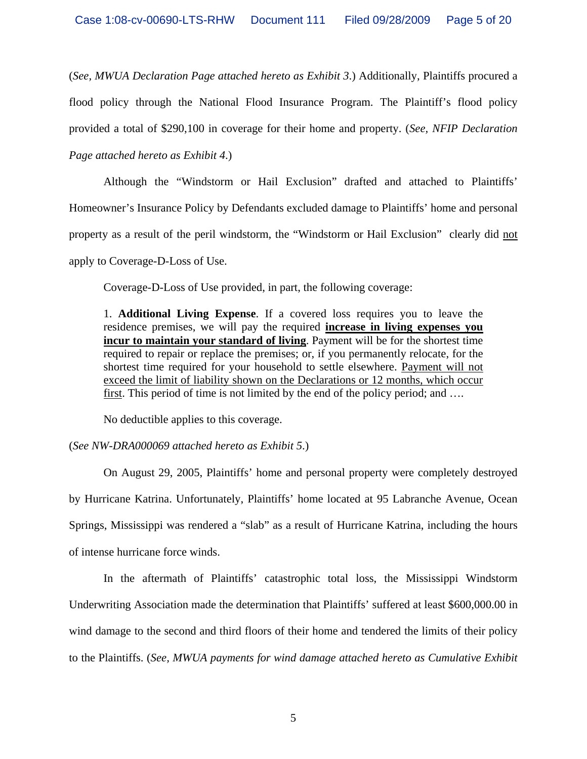(*See, MWUA Declaration Page attached hereto as Exhibit 3*.) Additionally, Plaintiffs procured a flood policy through the National Flood Insurance Program. The Plaintiff's flood policy provided a total of $290,100 in coverage for their home and property. (*See, NFIP Declaration Page attached hereto as Exhibit 4*.)

Although the "Windstorm or Hail Exclusion" drafted and attached to Plaintiffs' Homeowner's Insurance Policy by Defendants excluded damage to Plaintiffs' home and personal property as a result of the peril windstorm, the "Windstorm or Hail Exclusion" clearly did <u>not</u> apply to Coverage-D-Loss of Use.

Coverage-D-Loss of Use provided, in part, the following coverage:

> 1. **Additional Living Expense**. If a covered loss requires you to leave the residence premises, we will pay the required <u>**increase in living expenses you incur to maintain your standard of living**</u>. Payment will be for the shortest time required to repair or replace the premises; or, if you permanently relocate, for the shortest time required for your household to settle elsewhere. <u>Payment will not exceed the limit of liability shown on the Declarations or 12 months, which occur first</u>. This period of time is not limited by the end of the policy period; and ….
>
> No deductible applies to this coverage.

(*See NW-DRA000069 attached hereto as Exhibit 5*.)

On August 29, 2005, Plaintiffs' home and personal property were completely destroyed by Hurricane Katrina. Unfortunately, Plaintiffs' home located at 95 Labranche Avenue, Ocean Springs, Mississippi was rendered a "slab" as a result of Hurricane Katrina, including the hours of intense hurricane force winds.

In the aftermath of Plaintiffs' catastrophic total loss, the Mississippi Windstorm Underwriting Association made the determination that Plaintiffs' suffered at least $600,000.00 in wind damage to the second and third floors of their home and tendered the limits of their policy to the Plaintiffs. (*See, MWUA payments for wind damage attached hereto as Cumulative Exhibit*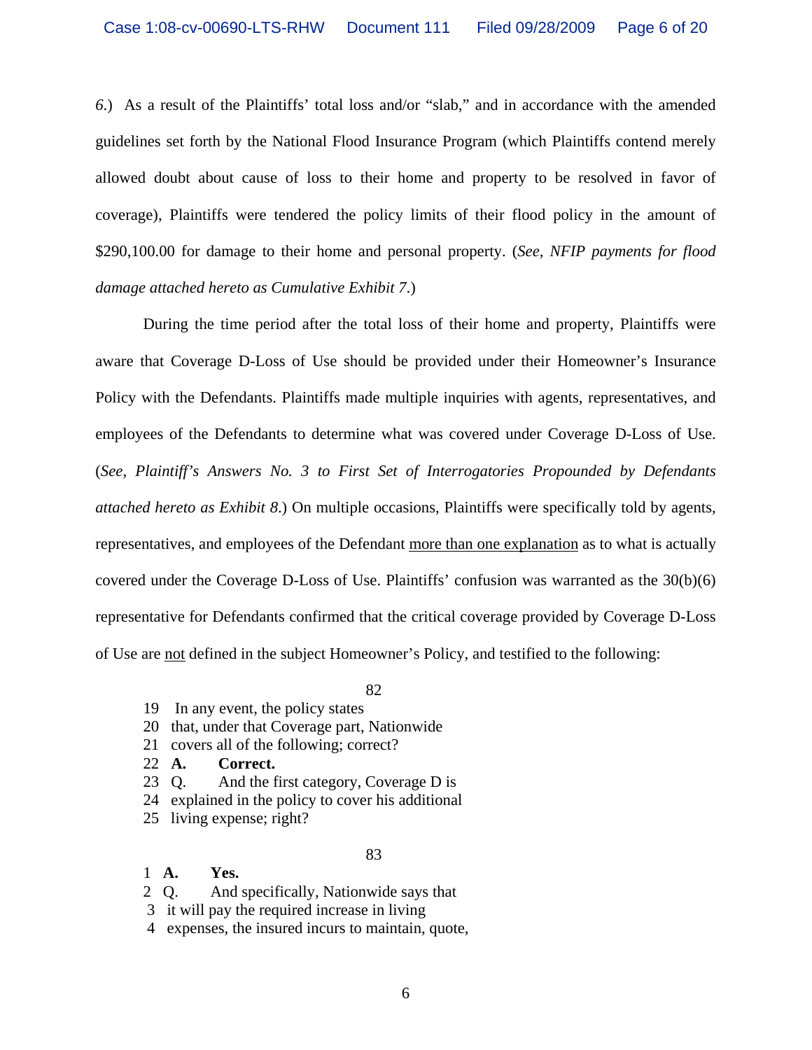*6.*) As a result of the Plaintiffs' total loss and/or "slab," and in accordance with the amended guidelines set forth by the National Flood Insurance Program (which Plaintiffs contend merely allowed doubt about cause of loss to their home and property to be resolved in favor of coverage), Plaintiffs were tendered the policy limits of their flood policy in the amount of $290,100.00 for damage to their home and personal property. (*See, NFIP payments for flood damage attached hereto as Cumulative Exhibit 7.*)

During the time period after the total loss of their home and property, Plaintiffs were aware that Coverage D-Loss of Use should be provided under their Homeowner's Insurance Policy with the Defendants. Plaintiffs made multiple inquiries with agents, representatives, and employees of the Defendants to determine what was covered under Coverage D-Loss of Use. (*See, Plaintiff's Answers No. 3 to First Set of Interrogatories Propounded by Defendants attached hereto as Exhibit 8.*) On multiple occasions, Plaintiffs were specifically told by agents, representatives, and employees of the Defendant <u>more than one explanation</u> as to what is actually covered under the Coverage D-Loss of Use. Plaintiffs' confusion was warranted as the 30(b)(6) representative for Defendants confirmed that the critical coverage provided by Coverage D-Loss of Use are <u>not</u> defined in the subject Homeowner's Policy, and testified to the following:

82

19 In any event, the policy states
20 that, under that Coverage part, Nationwide
21 covers all of the following; correct?
22 **A. Correct.**
23 Q. And the first category, Coverage D is
24 explained in the policy to cover his additional
25 living expense; right?

83

1 **A. Yes.**
2 Q. And specifically, Nationwide says that
3 it will pay the required increase in living
4 expenses, the insured incurs to maintain, quote,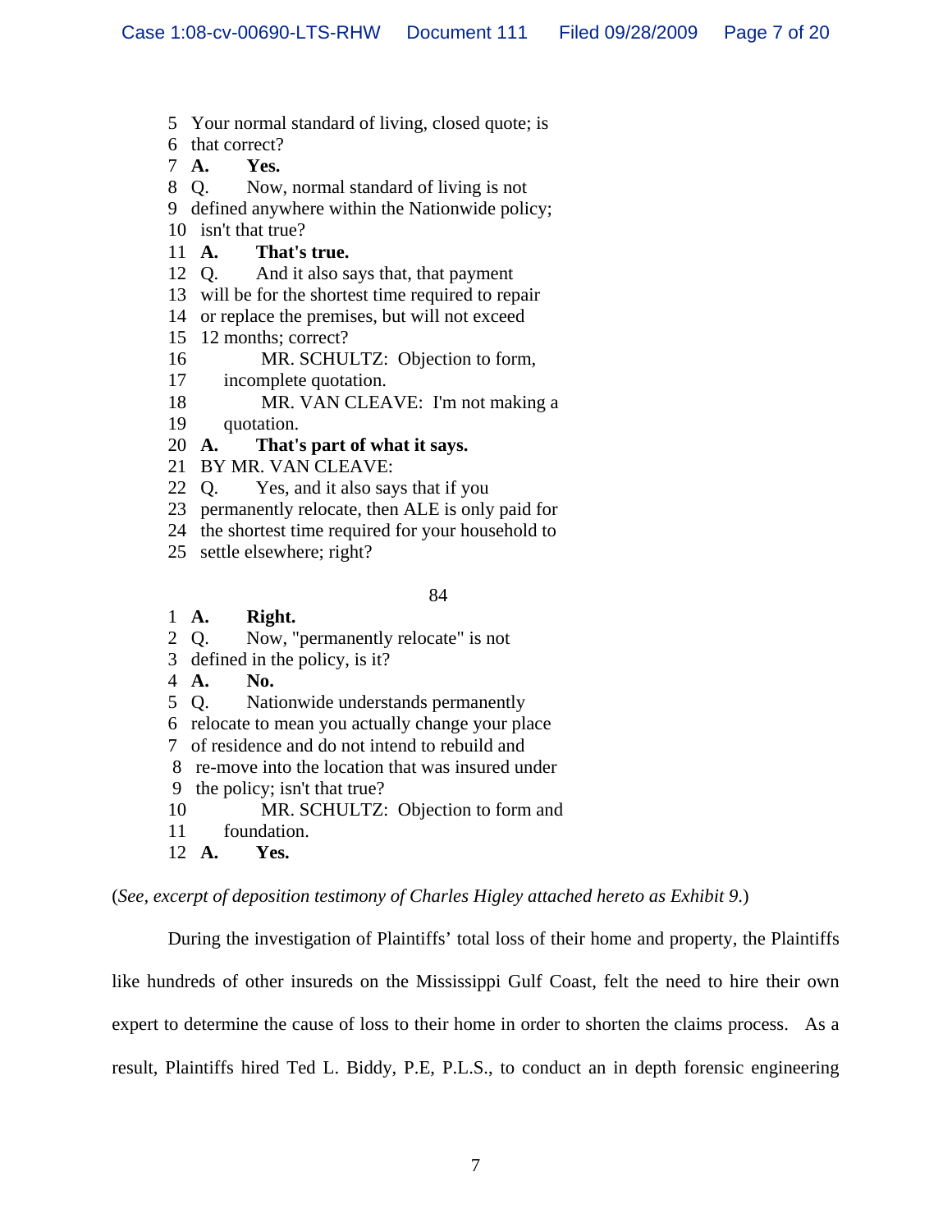5 Your normal standard of living, closed quote; is
6 that correct?
7 **A. Yes.**
8 Q. Now, normal standard of living is not
9 defined anywhere within the Nationwide policy;
10 isn't that true?
11 **A. That's true.**
12 Q. And it also says that, that payment
13 will be for the shortest time required to repair
14 or replace the premises, but will not exceed
15 12 months; correct?
16 MR. SCHULTZ: Objection to form,
17 incomplete quotation.
18 MR. VAN CLEAVE: I'm not making a
19 quotation.
20 **A. That's part of what it says.**
21 BY MR. VAN CLEAVE:
22 Q. Yes, and it also says that if you
23 permanently relocate, then ALE is only paid for
24 the shortest time required for your household to
25 settle elsewhere; right?

84

1 **A. Right.**
2 Q. Now, "permanently relocate" is not
3 defined in the policy, is it?
4 **A. No.**
5 Q. Nationwide understands permanently
6 relocate to mean you actually change your place
7 of residence and do not intend to rebuild and
8 re-move into the location that was insured under
9 the policy; isn't that true?
10 MR. SCHULTZ: Objection to form and
11 foundation.
12 **A. Yes.**

(*See, excerpt of deposition testimony of Charles Higley attached hereto as Exhibit 9.*)

During the investigation of Plaintiffs' total loss of their home and property, the Plaintiffs like hundreds of other insureds on the Mississippi Gulf Coast, felt the need to hire their own expert to determine the cause of loss to their home in order to shorten the claims process. As a result, Plaintiffs hired Ted L. Biddy, P.E, P.L.S., to conduct an in depth forensic engineering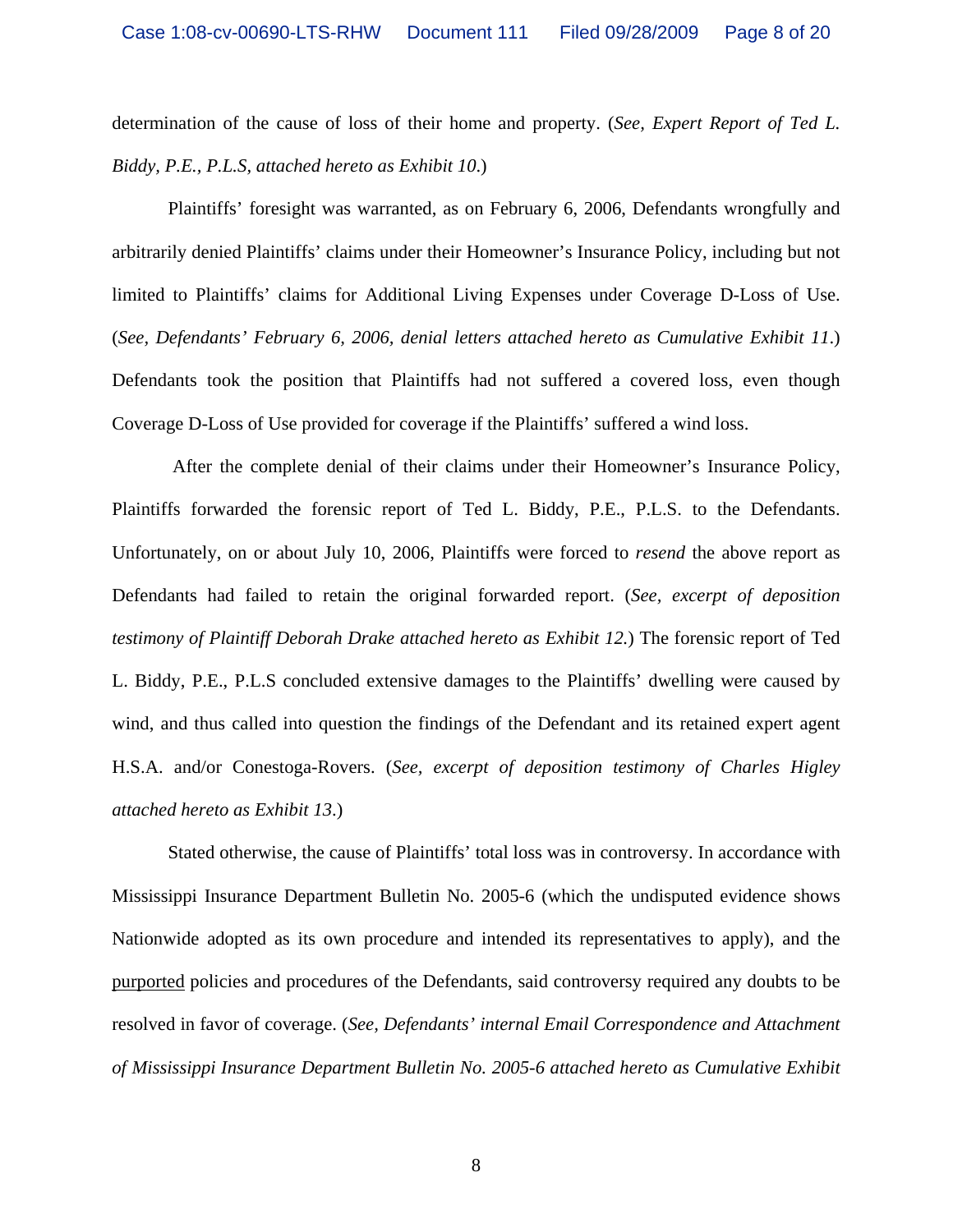determination of the cause of loss of their home and property. (*See, Expert Report of Ted L. Biddy, P.E., P.L.S, attached hereto as Exhibit 10*.)

Plaintiffs' foresight was warranted, as on February 6, 2006, Defendants wrongfully and arbitrarily denied Plaintiffs' claims under their Homeowner's Insurance Policy, including but not limited to Plaintiffs' claims for Additional Living Expenses under Coverage D-Loss of Use. (*See, Defendants' February 6, 2006, denial letters attached hereto as Cumulative Exhibit 11*.) Defendants took the position that Plaintiffs had not suffered a covered loss, even though Coverage D-Loss of Use provided for coverage if the Plaintiffs' suffered a wind loss.

After the complete denial of their claims under their Homeowner's Insurance Policy, Plaintiffs forwarded the forensic report of Ted L. Biddy, P.E., P.L.S. to the Defendants. Unfortunately, on or about July 10, 2006, Plaintiffs were forced to *resend* the above report as Defendants had failed to retain the original forwarded report. (*See, excerpt of deposition testimony of Plaintiff Deborah Drake attached hereto as Exhibit 12.*) The forensic report of Ted L. Biddy, P.E., P.L.S concluded extensive damages to the Plaintiffs' dwelling were caused by wind, and thus called into question the findings of the Defendant and its retained expert agent H.S.A. and/or Conestoga-Rovers. (*See, excerpt of deposition testimony of Charles Higley attached hereto as Exhibit 13*.)

Stated otherwise, the cause of Plaintiffs' total loss was in controversy. In accordance with Mississippi Insurance Department Bulletin No. 2005-6 (which the undisputed evidence shows Nationwide adopted as its own procedure and intended its representatives to apply), and the <u>purported</u> policies and procedures of the Defendants, said controversy required any doubts to be resolved in favor of coverage. (*See, Defendants' internal Email Correspondence and Attachment of Mississippi Insurance Department Bulletin No. 2005-6 attached hereto as Cumulative Exhibit*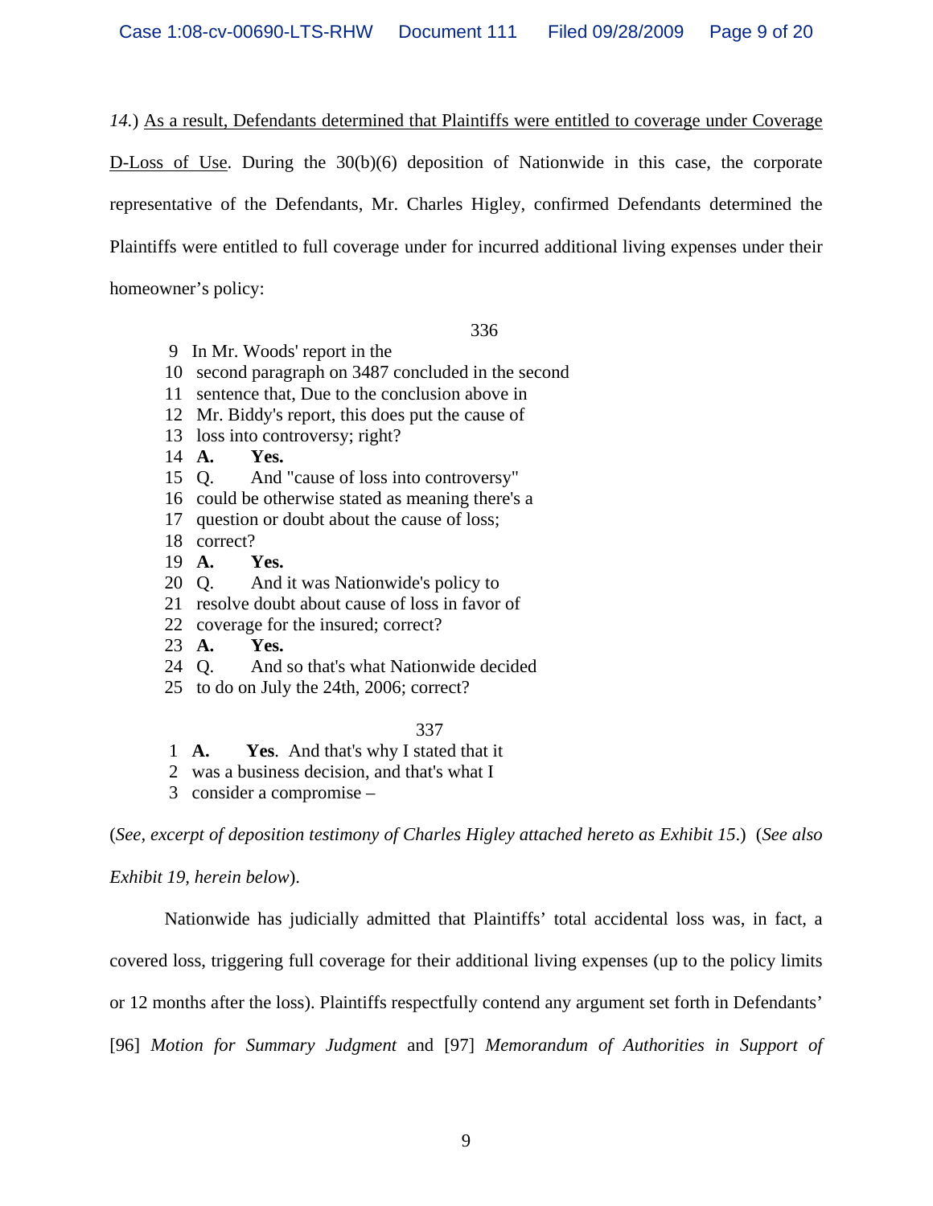*14.*) <u>As a result, Defendants determined that Plaintiffs were entitled to coverage under Coverage D-Loss of Use</u>. During the 30(b)(6) deposition of Nationwide in this case, the corporate representative of the Defendants, Mr. Charles Higley, confirmed Defendants determined the Plaintiffs were entitled to full coverage under for incurred additional living expenses under their homeowner's policy:

> 336
>
> 9 In Mr. Woods' report in the
> 10 second paragraph on 3487 concluded in the second
> 11 sentence that, Due to the conclusion above in
> 12 Mr. Biddy's report, this does put the cause of
> 13 loss into controversy; right?
> 14 **A. Yes.**
> 15 Q. And "cause of loss into controversy"
> 16 could be otherwise stated as meaning there's a
> 17 question or doubt about the cause of loss;
> 18 correct?
> 19 **A. Yes.**
> 20 Q. And it was Nationwide's policy to
> 21 resolve doubt about cause of loss in favor of
> 22 coverage for the insured; correct?
> 23 **A. Yes.**
> 24 Q. And so that's what Nationwide decided
> 25 to do on July the 24th, 2006; correct?
>
> 337
>
> 1 **A. Yes**. And that's why I stated that it
> 2 was a business decision, and that's what I
> 3 consider a compromise –

(*See, excerpt of deposition testimony of Charles Higley attached hereto as Exhibit 15*.) (*See also Exhibit 19, herein below*).

Nationwide has judicially admitted that Plaintiffs' total accidental loss was, in fact, a covered loss, triggering full coverage for their additional living expenses (up to the policy limits or 12 months after the loss). Plaintiffs respectfully contend any argument set forth in Defendants' [96] *Motion for Summary Judgment* and [97] *Memorandum of Authorities in Support of*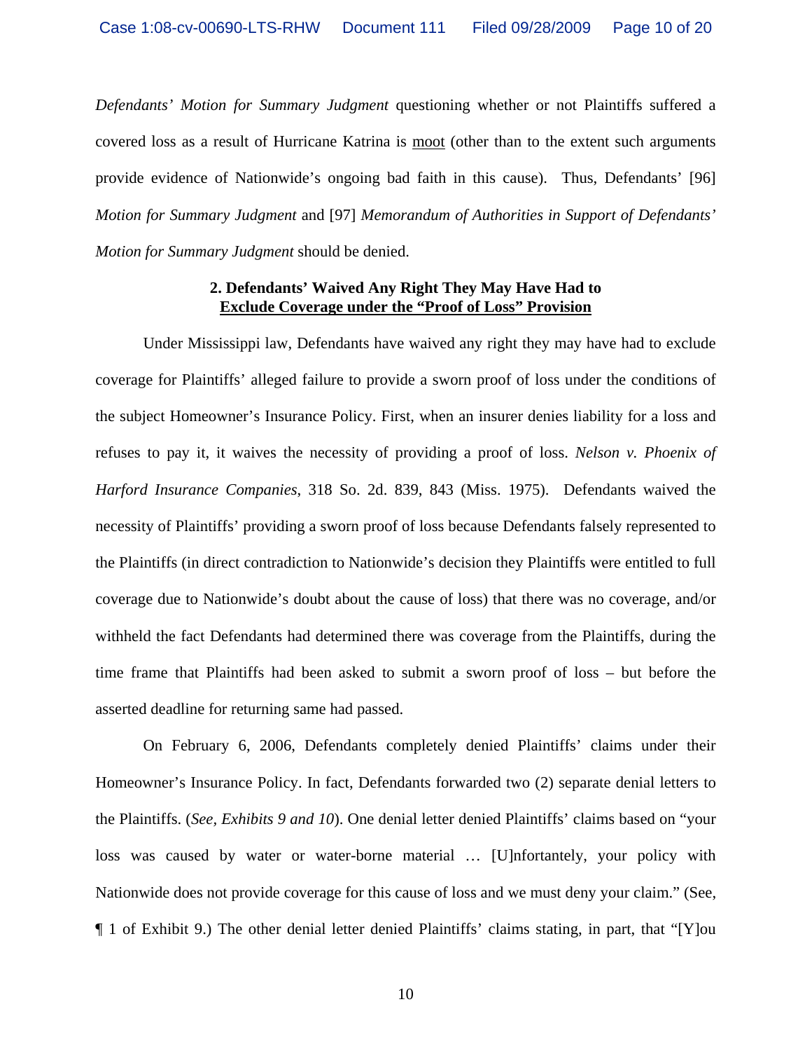*Defendants' Motion for Summary Judgment* questioning whether or not Plaintiffs suffered a covered loss as a result of Hurricane Katrina is moot (other than to the extent such arguments provide evidence of Nationwide's ongoing bad faith in this cause). Thus, Defendants' [96] *Motion for Summary Judgment* and [97] *Memorandum of Authorities in Support of Defendants' Motion for Summary Judgment* should be denied.

**2. Defendants' Waived Any Right They May Have Had to**
**<u>Exclude Coverage under the "Proof of Loss" Provision</u>**

Under Mississippi law, Defendants have waived any right they may have had to exclude coverage for Plaintiffs' alleged failure to provide a sworn proof of loss under the conditions of the subject Homeowner's Insurance Policy. First, when an insurer denies liability for a loss and refuses to pay it, it waives the necessity of providing a proof of loss. *Nelson v. Phoenix of Harford Insurance Companies*, 318 So. 2d. 839, 843 (Miss. 1975). Defendants waived the necessity of Plaintiffs' providing a sworn proof of loss because Defendants falsely represented to the Plaintiffs (in direct contradiction to Nationwide's decision they Plaintiffs were entitled to full coverage due to Nationwide's doubt about the cause of loss) that there was no coverage, and/or withheld the fact Defendants had determined there was coverage from the Plaintiffs, during the time frame that Plaintiffs had been asked to submit a sworn proof of loss – but before the asserted deadline for returning same had passed.

On February 6, 2006, Defendants completely denied Plaintiffs' claims under their Homeowner's Insurance Policy. In fact, Defendants forwarded two (2) separate denial letters to the Plaintiffs. (*See, Exhibits 9 and 10*). One denial letter denied Plaintiffs' claims based on "your loss was caused by water or water-borne material … [U]nfortanely, your policy with Nationwide does not provide coverage for this cause of loss and we must deny your claim." (See, ¶ 1 of Exhibit 9.) The other denial letter denied Plaintiffs' claims stating, in part, that "[Y]ou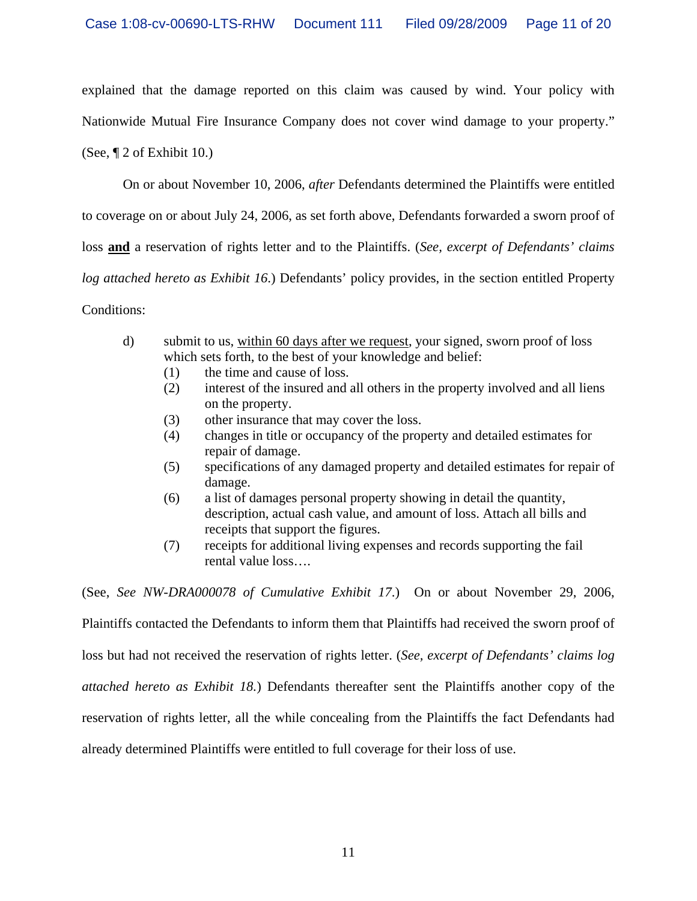explained that the damage reported on this claim was caused by wind. Your policy with Nationwide Mutual Fire Insurance Company does not cover wind damage to your property." (See, ¶ 2 of Exhibit 10.)

On or about November 10, 2006, *after* Defendants determined the Plaintiffs were entitled to coverage on or about July 24, 2006, as set forth above, Defendants forwarded a sworn proof of loss **<u>and</u>** a reservation of rights letter and to the Plaintiffs. (*See, excerpt of Defendants' claims log attached hereto as Exhibit 16.*) Defendants' policy provides, in the section entitled Property Conditions:

> d) submit to us, <u>within 60 days after we request</u>, your signed, sworn proof of loss which sets forth, to the best of your knowledge and belief:
> (1) the time and cause of loss.
> (2) interest of the insured and all others in the property involved and all liens on the property.
> (3) other insurance that may cover the loss.
> (4) changes in title or occupancy of the property and detailed estimates for repair of damage.
> (5) specifications of any damaged property and detailed estimates for repair of damage.
> (6) a list of damages personal property showing in detail the quantity, description, actual cash value, and amount of loss. Attach all bills and receipts that support the figures.
> (7) receipts for additional living expenses and records supporting the fail rental value loss….

(See, *See NW-DRA000078 of Cumulative Exhibit 17.*) On or about November 29, 2006, Plaintiffs contacted the Defendants to inform them that Plaintiffs had received the sworn proof of loss but had not received the reservation of rights letter. (*See, excerpt of Defendants' claims log attached hereto as Exhibit 18.*) Defendants thereafter sent the Plaintiffs another copy of the reservation of rights letter, all the while concealing from the Plaintiffs the fact Defendants had already determined Plaintiffs were entitled to full coverage for their loss of use.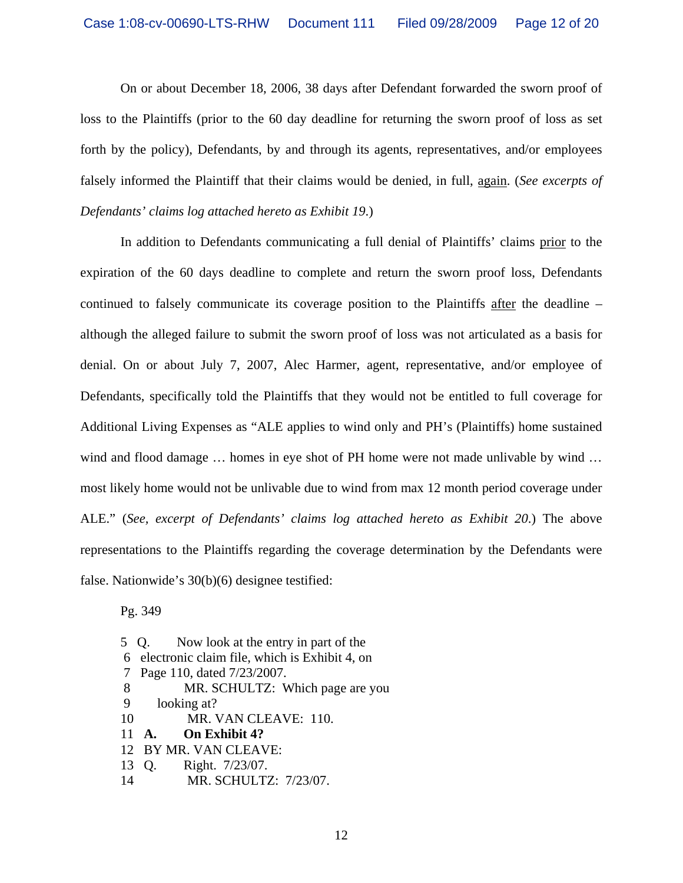On or about December 18, 2006, 38 days after Defendant forwarded the sworn proof of loss to the Plaintiffs (prior to the 60 day deadline for returning the sworn proof of loss as set forth by the policy), Defendants, by and through its agents, representatives, and/or employees falsely informed the Plaintiff that their claims would be denied, in full, <u>again</u>. (*See excerpts of Defendants' claims log attached hereto as Exhibit 19*.)

In addition to Defendants communicating a full denial of Plaintiffs' claims <u>prior</u> to the expiration of the 60 days deadline to complete and return the sworn proof loss, Defendants continued to falsely communicate its coverage position to the Plaintiffs <u>after</u> the deadline – although the alleged failure to submit the sworn proof of loss was not articulated as a basis for denial. On or about July 7, 2007, Alec Harmer, agent, representative, and/or employee of Defendants, specifically told the Plaintiffs that they would not be entitled to full coverage for Additional Living Expenses as "ALE applies to wind only and PH's (Plaintiffs) home sustained wind and flood damage … homes in eye shot of PH home were not made unlivable by wind … most likely home would not be unlivable due to wind from max 12 month period coverage under ALE." (*See, excerpt of Defendants' claims log attached hereto as Exhibit 20*.) The above representations to the Plaintiffs regarding the coverage determination by the Defendants were false. Nationwide's 30(b)(6) designee testified:

Pg. 349

5 Q. Now look at the entry in part of the
6 electronic claim file, which is Exhibit 4, on
7 Page 110, dated 7/23/2007.
8 MR. SCHULTZ: Which page are you
9 looking at?
10 MR. VAN CLEAVE: 110.
11 **A. On Exhibit 4?**
12 BY MR. VAN CLEAVE:
13 Q. Right. 7/23/07.
14 MR. SCHULTZ: 7/23/07.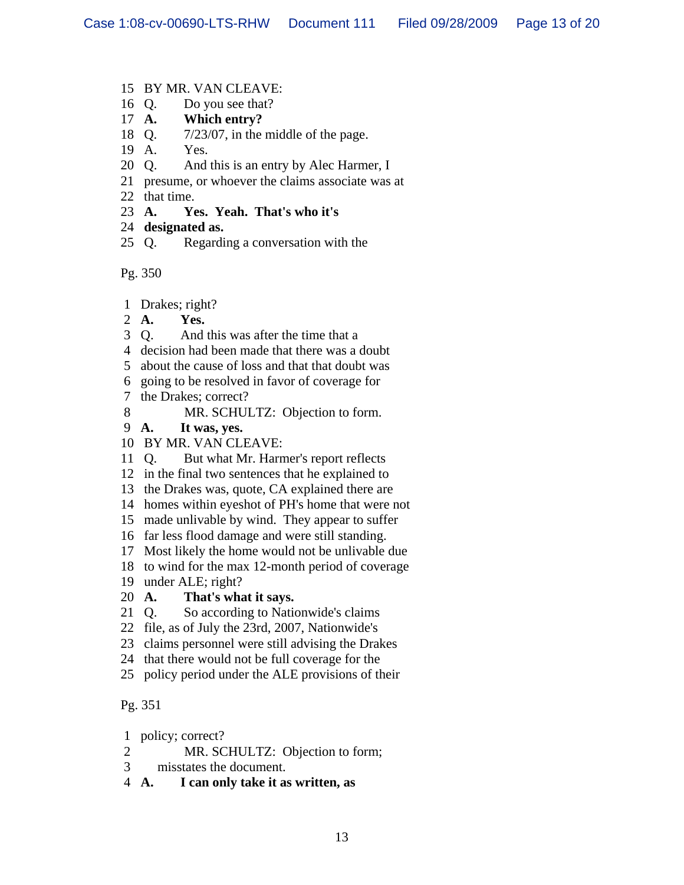15 BY MR. VAN CLEAVE:
16 Q. Do you see that?
17 **A. Which entry?**
18 Q. 7/23/07, in the middle of the page.
19 A. Yes.
20 Q. And this is an entry by Alec Harmer, I
21 presume, or whoever the claims associate was at
22 that time.
23 **A. Yes. Yeah. That's who it's**
24 **designated as.**
25 Q. Regarding a conversation with the

Pg. 350

1 Drakes; right?
2 **A. Yes.**
3 Q. And this was after the time that a
4 decision had been made that there was a doubt
5 about the cause of loss and that that doubt was
6 going to be resolved in favor of coverage for
7 the Drakes; correct?
8 MR. SCHULTZ: Objection to form.
9 **A. It was, yes.**
10 BY MR. VAN CLEAVE:
11 Q. But what Mr. Harmer's report reflects
12 in the final two sentences that he explained to
13 the Drakes was, quote, CA explained there are
14 homes within eyeshot of PH's home that were not
15 made unlivable by wind. They appear to suffer
16 far less flood damage and were still standing.
17 Most likely the home would not be unlivable due
18 to wind for the max 12-month period of coverage
19 under ALE; right?
20 **A. That's what it says.**
21 Q. So according to Nationwide's claims
22 file, as of July the 23rd, 2007, Nationwide's
23 claims personnel were still advising the Drakes
24 that there would not be full coverage for the
25 policy period under the ALE provisions of their

Pg. 351

1 policy; correct?
2 MR. SCHULTZ: Objection to form;
3 misstates the document.
4 **A. I can only take it as written, as**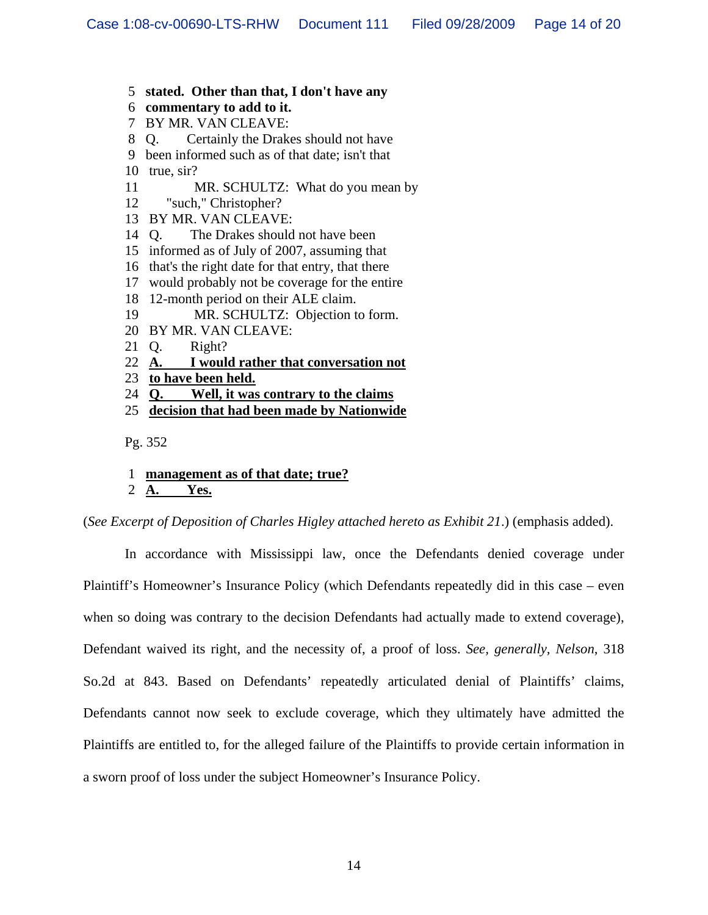5 **stated. Other than that, I don't have any**
6 **commentary to add to it.**
7 BY MR. VAN CLEAVE:
8 Q. Certainly the Drakes should not have
9 been informed such as of that date; isn't that
10 true, sir?
11 MR. SCHULTZ: What do you mean by
12 "such," Christopher?
13 BY MR. VAN CLEAVE:
14 Q. The Drakes should not have been
15 informed as of July of 2007, assuming that
16 that's the right date for that entry, that there
17 would probably not be coverage for the entire
18 12-month period on their ALE claim.
19 MR. SCHULTZ: Objection to form.
20 BY MR. VAN CLEAVE:
21 Q. Right?
22 <u>**A. I would rather that conversation not**</u>
23 <u>**to have been held.**</u>
24 <u>**Q. Well, it was contrary to the claims**</u>
25 <u>**decision that had been made by Nationwide**</u>

Pg. 352

1 <u>**management as of that date; true?**</u>
2 <u>**A. Yes.**</u>

(*See Excerpt of Deposition of Charles Higley attached hereto as Exhibit 21*.) (emphasis added).

In accordance with Mississippi law, once the Defendants denied coverage under Plaintiff's Homeowner's Insurance Policy (which Defendants repeatedly did in this case – even when so doing was contrary to the decision Defendants had actually made to extend coverage), Defendant waived its right, and the necessity of, a proof of loss. *See, generally, Nelson*, 318 So.2d at 843. Based on Defendants' repeatedly articulated denial of Plaintiffs' claims, Defendants cannot now seek to exclude coverage, which they ultimately have admitted the Plaintiffs are entitled to, for the alleged failure of the Plaintiffs to provide certain information in a sworn proof of loss under the subject Homeowner's Insurance Policy.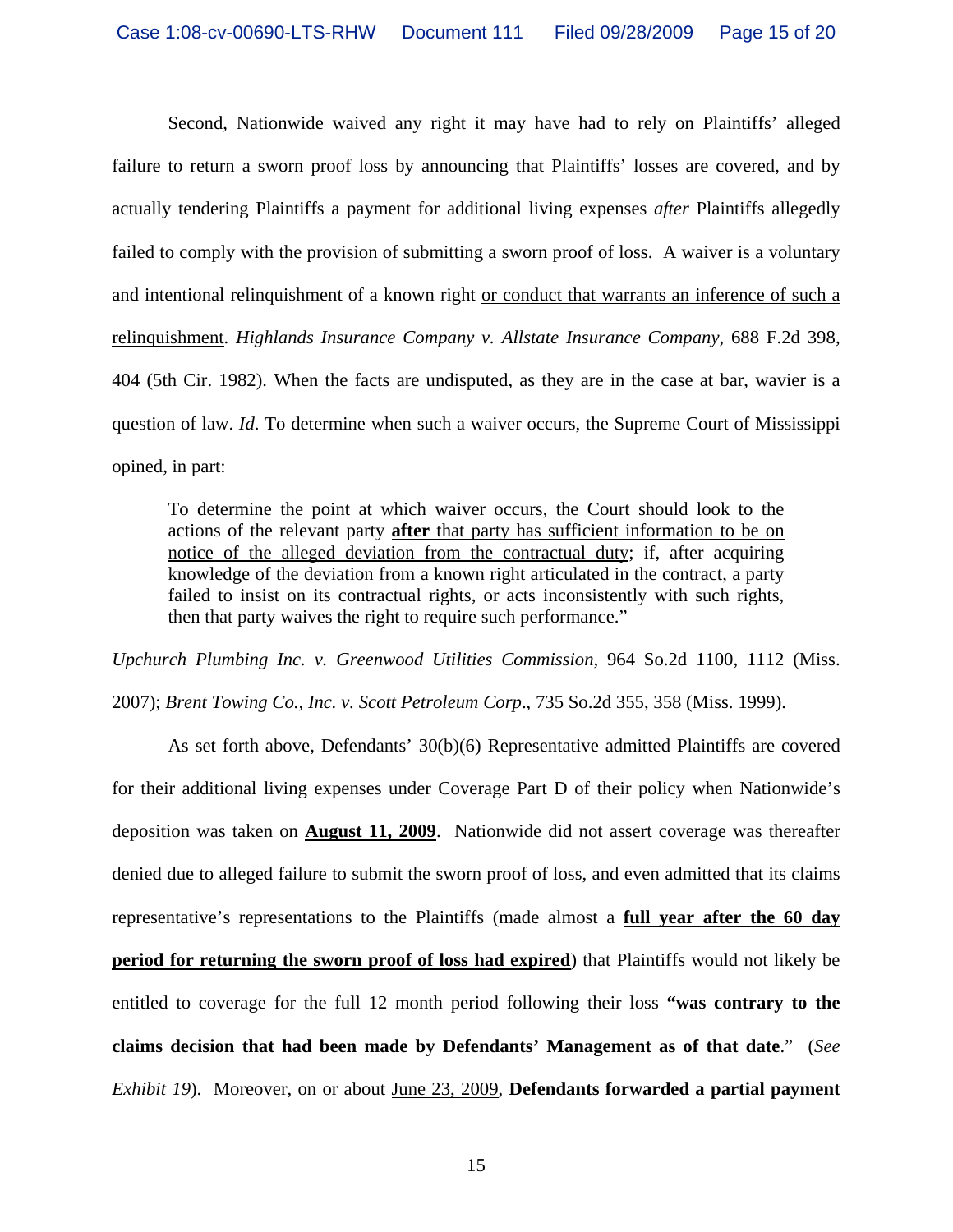Second, Nationwide waived any right it may have had to rely on Plaintiffs' alleged failure to return a sworn proof loss by announcing that Plaintiffs' losses are covered, and by actually tendering Plaintiffs a payment for additional living expenses *after* Plaintiffs allegedly failed to comply with the provision of submitting a sworn proof of loss. A waiver is a voluntary and intentional relinquishment of a known right <u>or conduct that warrants an inference of such a relinquishment</u>. *Highlands Insurance Company v. Allstate Insurance Company*, 688 F.2d 398, 404 (5th Cir. 1982). When the facts are undisputed, as they are in the case at bar, wavier is a question of law. *Id*. To determine when such a waiver occurs, the Supreme Court of Mississippi opined, in part:

> To determine the point at which waiver occurs, the Court should look to the actions of the relevant party **<u>after</u>** <u>that party has sufficient information to be on notice of the alleged deviation from the contractual duty</u>; if, after acquiring knowledge of the deviation from a known right articulated in the contract, a party failed to insist on its contractual rights, or acts inconsistently with such rights, then that party waives the right to require such performance."

*Upchurch Plumbing Inc. v. Greenwood Utilities Commission*, 964 So.2d 1100, 1112 (Miss. 2007); *Brent Towing Co., Inc. v. Scott Petroleum Corp*., 735 So.2d 355, 358 (Miss. 1999).

As set forth above, Defendants' 30(b)(6) Representative admitted Plaintiffs are covered for their additional living expenses under Coverage Part D of their policy when Nationwide's deposition was taken on **<u>August 11, 2009</u>**. Nationwide did not assert coverage was thereafter denied due to alleged failure to submit the sworn proof of loss, and even admitted that its claims representative's representations to the Plaintiffs (made almost a **<u>full year after the 60 day period for returning the sworn proof of loss had expired</u>**) that Plaintiffs would not likely be entitled to coverage for the full 12 month period following their loss **"was contrary to the claims decision that had been made by Defendants' Management as of that date**." (*See Exhibit 19*). Moreover, on or about <u>June 23, 2009</u>, **Defendants forwarded a partial payment**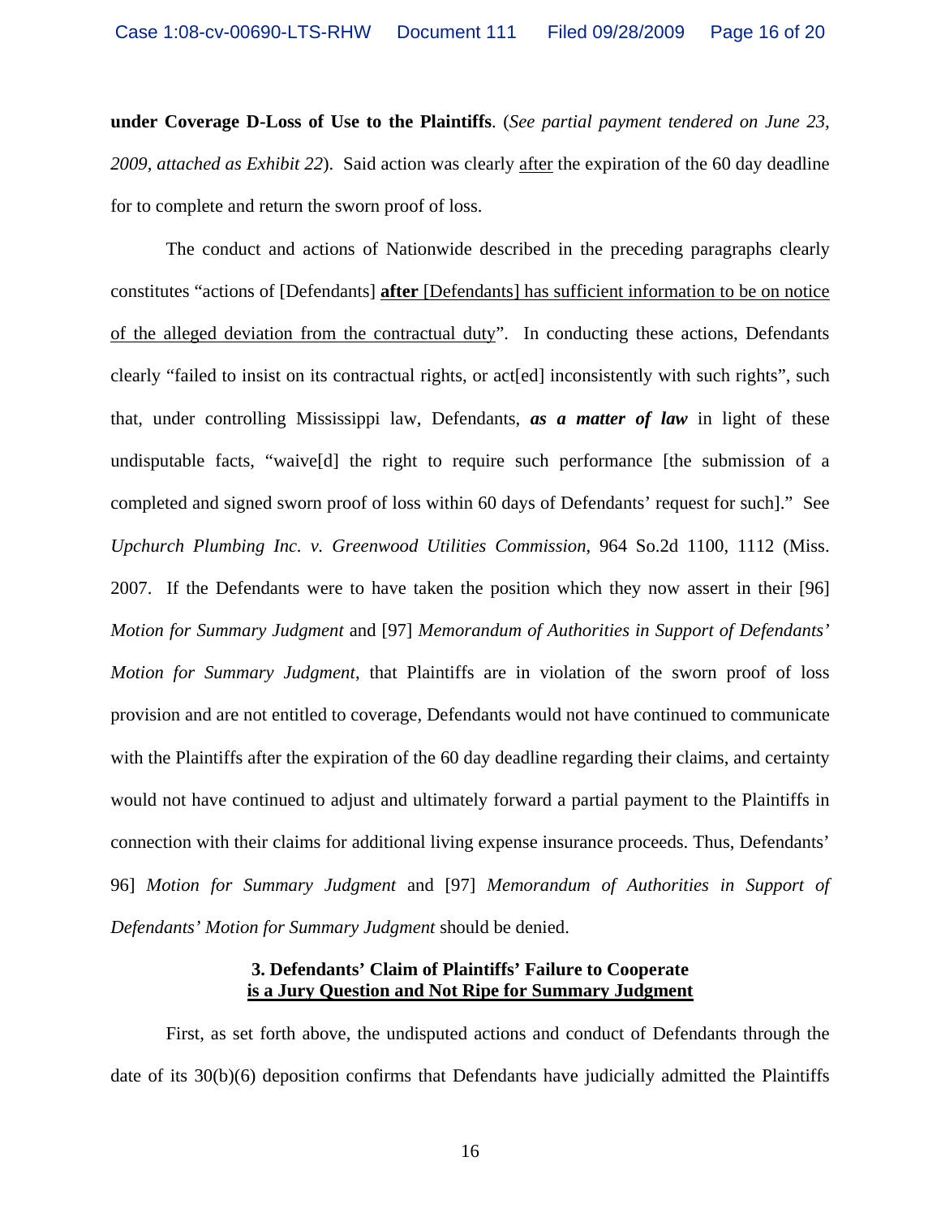**under Coverage D-Loss of Use to the Plaintiffs**. (*See partial payment tendered on June 23, 2009, attached as Exhibit 22*). Said action was clearly after the expiration of the 60 day deadline for to complete and return the sworn proof of loss.

The conduct and actions of Nationwide described in the preceding paragraphs clearly constitutes "actions of [Defendants] **after** [Defendants] has sufficient information to be on notice of the alleged deviation from the contractual duty". In conducting these actions, Defendants clearly "failed to insist on its contractual rights, or act[ed] inconsistently with such rights", such that, under controlling Mississippi law, Defendants, ***as a matter of law*** in light of these undisputable facts, "waive[d] the right to require such performance [the submission of a completed and signed sworn proof of loss within 60 days of Defendants' request for such]." See *Upchurch Plumbing Inc. v. Greenwood Utilities Commission*, 964 So.2d 1100, 1112 (Miss. 2007. If the Defendants were to have taken the position which they now assert in their [96] *Motion for Summary Judgment* and [97] *Memorandum of Authorities in Support of Defendants' Motion for Summary Judgment*, that Plaintiffs are in violation of the sworn proof of loss provision and are not entitled to coverage, Defendants would not have continued to communicate with the Plaintiffs after the expiration of the 60 day deadline regarding their claims, and certainty would not have continued to adjust and ultimately forward a partial payment to the Plaintiffs in connection with their claims for additional living expense insurance proceeds. Thus, Defendants' 96] *Motion for Summary Judgment* and [97] *Memorandum of Authorities in Support of Defendants' Motion for Summary Judgment* should be denied.

**3. Defendants' Claim of Plaintiffs' Failure to Cooperate is a Jury Question and Not Ripe for Summary Judgment**

First, as set forth above, the undisputed actions and conduct of Defendants through the date of its 30(b)(6) deposition confirms that Defendants have judicially admitted the Plaintiffs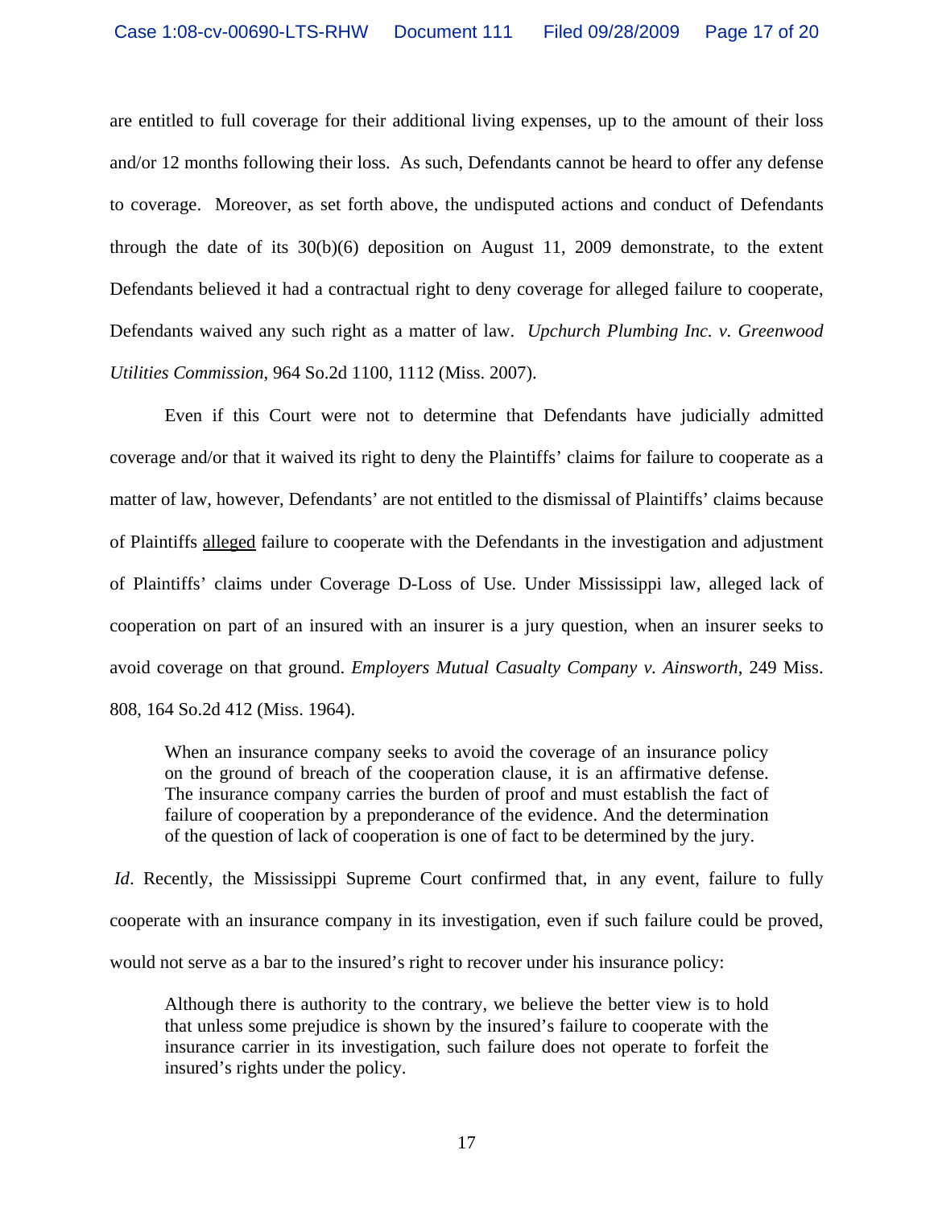are entitled to full coverage for their additional living expenses, up to the amount of their loss and/or 12 months following their loss. As such, Defendants cannot be heard to offer any defense to coverage. Moreover, as set forth above, the undisputed actions and conduct of Defendants through the date of its 30(b)(6) deposition on August 11, 2009 demonstrate, to the extent Defendants believed it had a contractual right to deny coverage for alleged failure to cooperate, Defendants waived any such right as a matter of law. *Upchurch Plumbing Inc. v. Greenwood Utilities Commission*, 964 So.2d 1100, 1112 (Miss. 2007).

Even if this Court were not to determine that Defendants have judicially admitted coverage and/or that it waived its right to deny the Plaintiffs' claims for failure to cooperate as a matter of law, however, Defendants' are not entitled to the dismissal of Plaintiffs' claims because of Plaintiffs <u>alleged</u> failure to cooperate with the Defendants in the investigation and adjustment of Plaintiffs' claims under Coverage D-Loss of Use. Under Mississippi law, alleged lack of cooperation on part of an insured with an insurer is a jury question, when an insurer seeks to avoid coverage on that ground. *Employers Mutual Casualty Company v. Ainsworth*, 249 Miss. 808, 164 So.2d 412 (Miss. 1964).

> When an insurance company seeks to avoid the coverage of an insurance policy on the ground of breach of the cooperation clause, it is an affirmative defense. The insurance company carries the burden of proof and must establish the fact of failure of cooperation by a preponderance of the evidence. And the determination of the question of lack of cooperation is one of fact to be determined by the jury.

*Id*. Recently, the Mississippi Supreme Court confirmed that, in any event, failure to fully cooperate with an insurance company in its investigation, even if such failure could be proved, would not serve as a bar to the insured's right to recover under his insurance policy:

> Although there is authority to the contrary, we believe the better view is to hold that unless some prejudice is shown by the insured's failure to cooperate with the insurance carrier in its investigation, such failure does not operate to forfeit the insured's rights under the policy.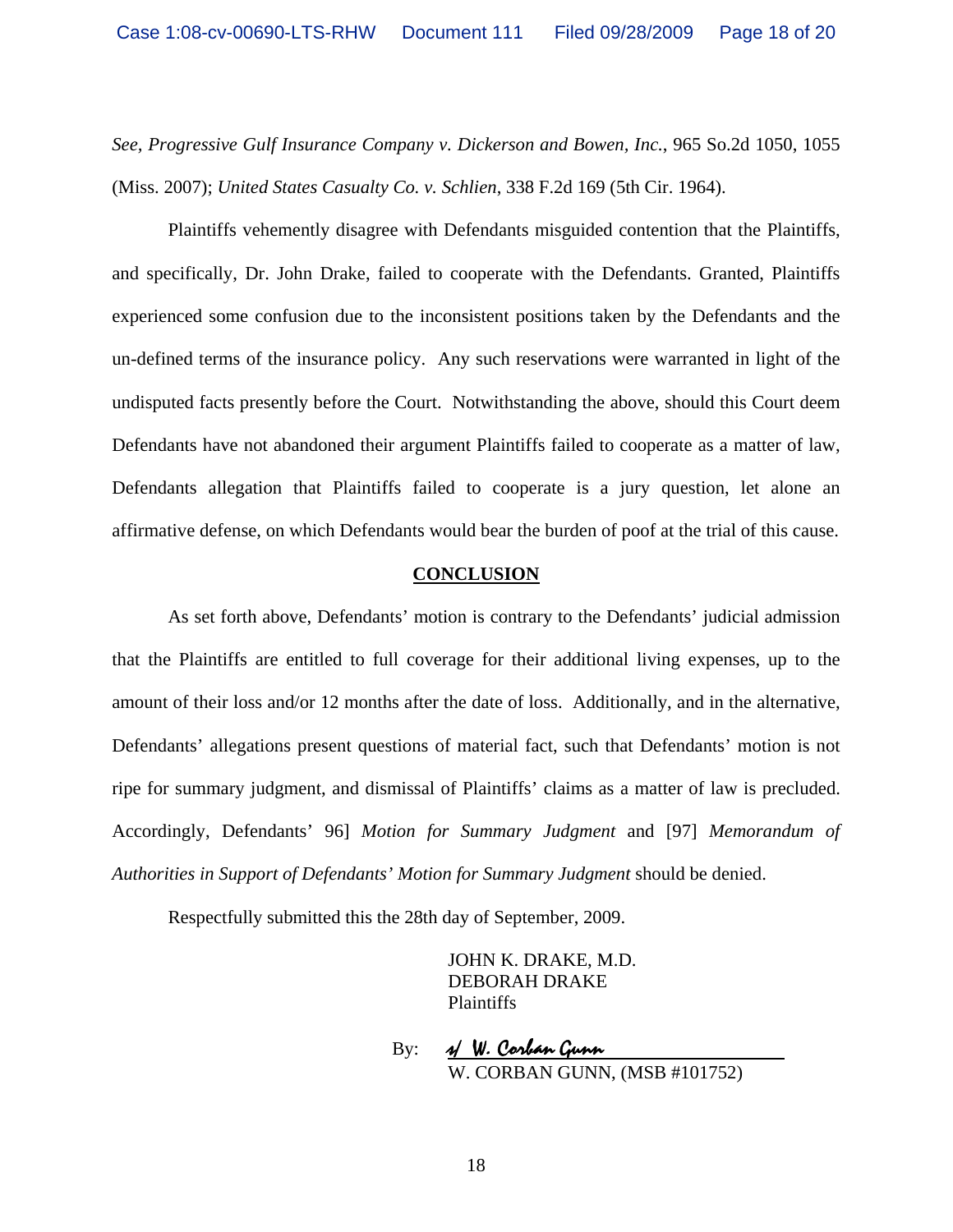*See, Progressive Gulf Insurance Company v. Dickerson and Bowen, Inc.*, 965 So.2d 1050, 1055 (Miss. 2007); *United States Casualty Co. v. Schlien*, 338 F.2d 169 (5th Cir. 1964).

Plaintiffs vehemently disagree with Defendants misguided contention that the Plaintiffs, and specifically, Dr. John Drake, failed to cooperate with the Defendants. Granted, Plaintiffs experienced some confusion due to the inconsistent positions taken by the Defendants and the un-defined terms of the insurance policy. Any such reservations were warranted in light of the undisputed facts presently before the Court. Notwithstanding the above, should this Court deem Defendants have not abandoned their argument Plaintiffs failed to cooperate as a matter of law, Defendants allegation that Plaintiffs failed to cooperate is a jury question, let alone an affirmative defense, on which Defendants would bear the burden of poof at the trial of this cause.

## CONCLUSION

As set forth above, Defendants' motion is contrary to the Defendants' judicial admission that the Plaintiffs are entitled to full coverage for their additional living expenses, up to the amount of their loss and/or 12 months after the date of loss. Additionally, and in the alternative, Defendants' allegations present questions of material fact, such that Defendants' motion is not ripe for summary judgment, and dismissal of Plaintiffs' claims as a matter of law is precluded. Accordingly, Defendants' 96] *Motion for Summary Judgment* and [97] *Memorandum of Authorities in Support of Defendants' Motion for Summary Judgment* should be denied.

Respectfully submitted this the 28th day of September, 2009.

JOHN K. DRAKE, M.D.
DEBORAH DRAKE
Plaintiffs

By: s/ W. Corban Gunn
W. CORBAN GUNN, (MSB #101752)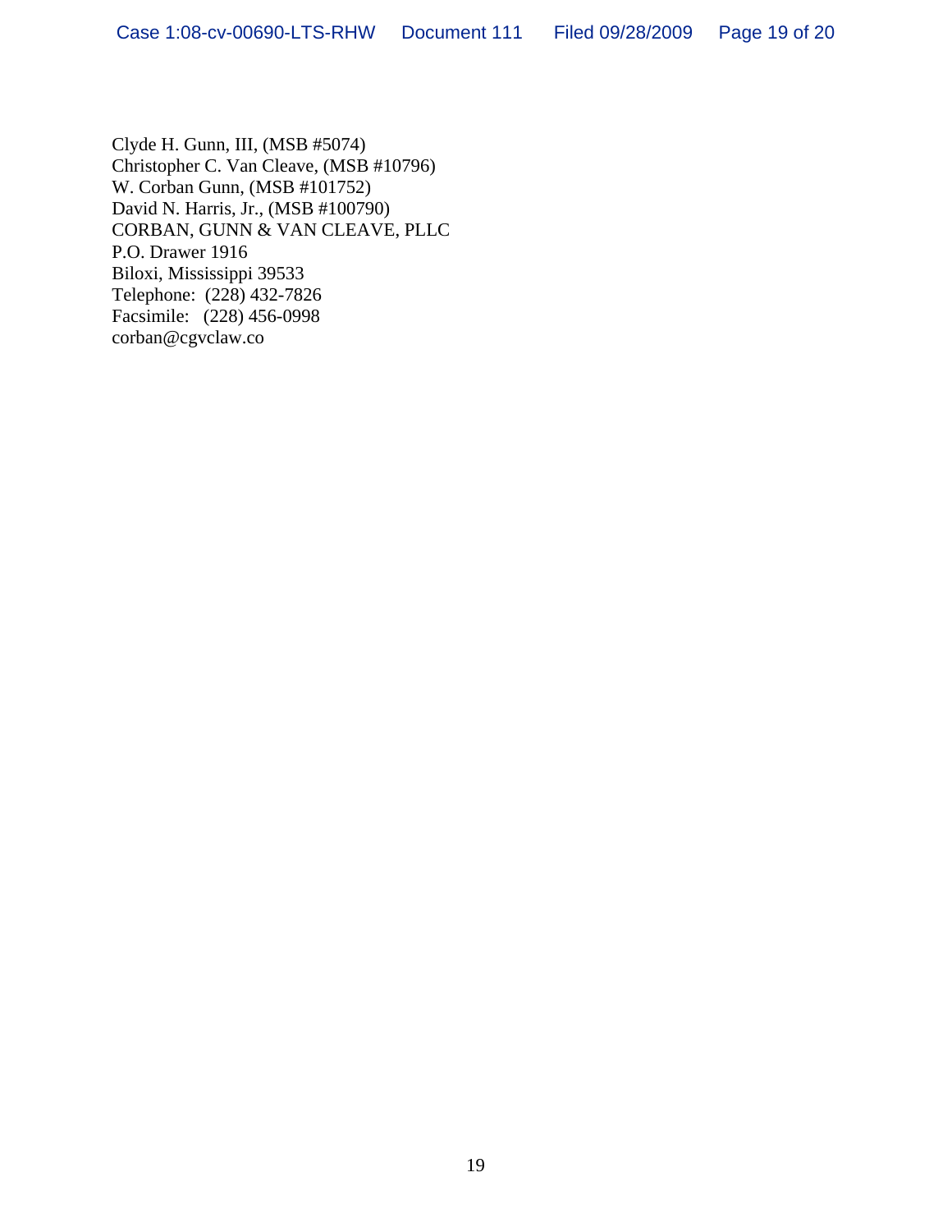Clyde H. Gunn, III, (MSB #5074)
Christopher C. Van Cleave, (MSB #10796)
W. Corban Gunn, (MSB #101752)
David N. Harris, Jr., (MSB #100790)
CORBAN, GUNN & VAN CLEAVE, PLLC
P.O. Drawer 1916
Biloxi, Mississippi 39533
Telephone: (228) 432-7826
Facsimile: (228) 456-0998
corban@cgvclaw.co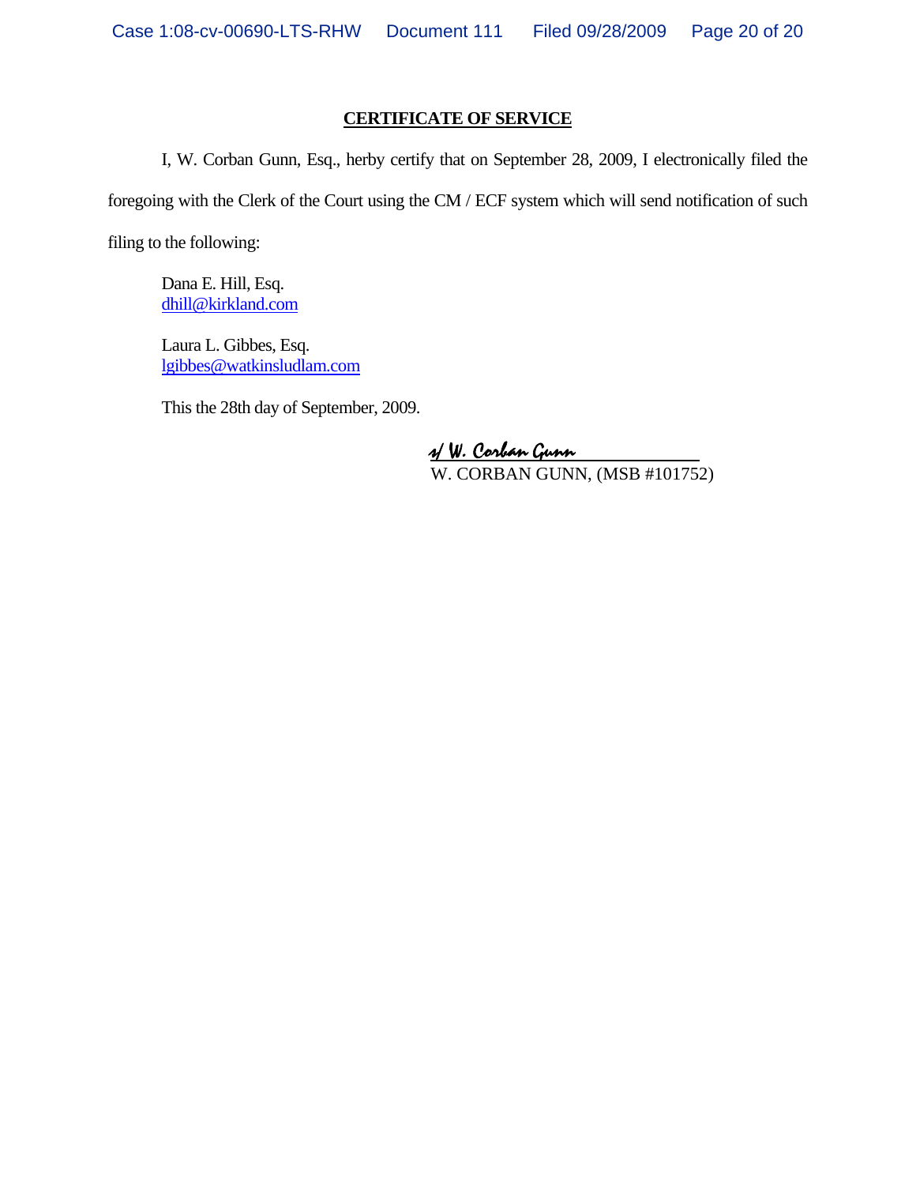## CERTIFICATE OF SERVICE

I, W. Corban Gunn, Esq., herby certify that on September 28, 2009, I electronically filed the foregoing with the Clerk of the Court using the CM / ECF system which will send notification of such filing to the following:

Dana E. Hill, Esq.
dhill@kirkland.com

Laura L. Gibbes, Esq.
lgibbes@watkinsludlam.com

This the 28th day of September, 2009.

s/ W. Corban Gunn
W. CORBAN GUNN, (MSB #101752)